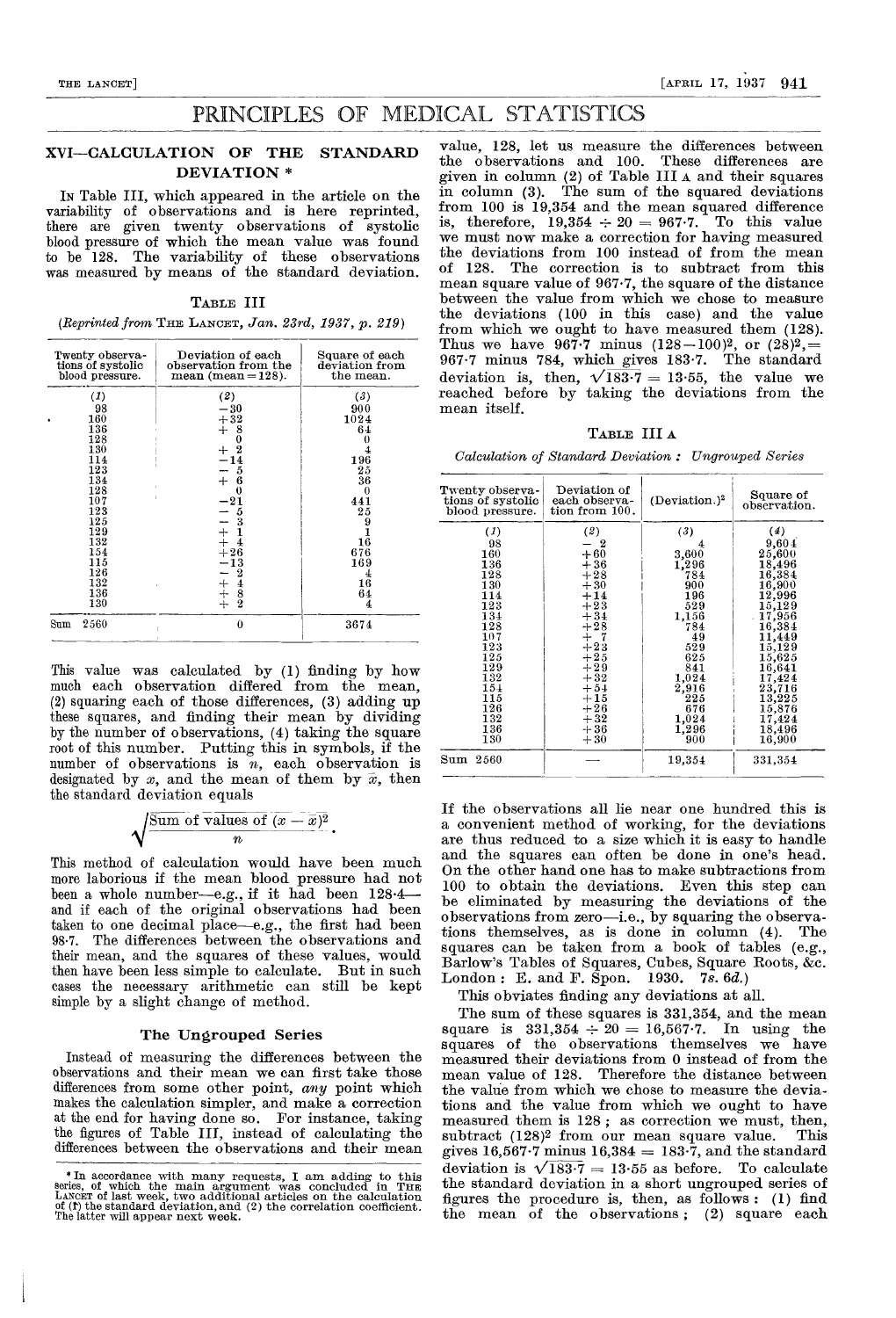# PRINCIPLES OF MEDICAL STATISTICS

## XVI—CALCULATION OF THE STANDARD DEVIATION *

In Table III, which appeared in the article on the variability of observations and is here reprinted, there are given twenty observations of systolic blood pressure of which the mean value was found to be 128. The variability of these observations was measured by means of the standard deviation.

TABLE III

(*Reprinted from* THE LANCET, *Jan. 23rd, 1937, p. 219*)

| Twenty observations of systolic blood pressure. | Deviation of each observation from the mean (mean = 128). | Square of each deviation from the mean. |
|---|---|---|
| (1) | (2) | (3) |
| 98 | −30 | 900 |
| 160 | +32 | 1024 |
| 136 | + 8 | 64 |
| 128 | 0 | 0 |
| 130 | + 2 | 4 |
| 114 | −14 | 196 |
| 123 | − 5 | 25 |
| 134 | + 6 | 36 |
| 128 | 0 | 0 |
| 107 | −21 | 441 |
| 123 | − 5 | 25 |
| 125 | − 3 | 9 |
| 129 | + 1 | 1 |
| 132 | + 4 | 16 |
| 154 | +26 | 676 |
| 115 | −13 | 169 |
| 126 | − 2 | 4 |
| 132 | + 4 | 16 |
| 136 | + 8 | 64 |
| 130 | + 2 | 4 |
| Sum 2560 | 0 | 3674 |

This value was calculated by (1) finding by how much each observation differed from the mean, (2) squaring each of those differences, (3) adding up these squares, and finding their mean by dividing by the number of observations, (4) taking the square root of this number. Putting this in symbols, if the number of observations is $n$, each observation is designated by $x$, and the mean of them by $\bar{x}$, then the standard deviation equals

$$\sqrt{\frac{\text{Sum of values of } (x - \bar{x})^2}{n}}.$$

This method of calculation would have been much more laborious if the mean blood pressure had not been a whole number—e.g., if it had been 128·4—and if each of the original observations had been taken to one decimal place—e.g., the first had been 98·7. The differences between the observations and their mean, and the squares of these values, would then have been less simple to calculate. But in such cases the necessary arithmetic can still be kept simple by a slight change of method.

### The Ungrouped Series

Instead of measuring the differences between the observations and their mean we can first take those differences from some other point, *any* point which makes the calculation simpler, and make a correction at the end for having done so. For instance, taking the figures of Table III, instead of calculating the differences between the observations and their mean value, 128, let us measure the differences between the observations and 100. These differences are given in column (2) of Table III A and their squares in column (3). The sum of the squared deviations from 100 is 19,354 and the mean squared difference is, therefore, 19,354 ÷ 20 = 967·7. To this value we must now make a correction for having measured the deviations from 100 instead of from the mean of 128. The correction is to subtract from this mean square value of 967·7, the square of the distance between the value from which we chose to measure the deviations (100 in this case) and the value from which we ought to have measured them (128). Thus we have 967·7 minus $(128-100)^2$, or $(28)^2$, = 967·7 minus 784, which gives 183·7. The standard deviation is, then, $\sqrt{183{\cdot}7} = 13{\cdot}55$, the value we reached before by taking the deviations from the mean itself.

TABLE III A

*Calculation of Standard Deviation: Ungrouped Series*

| Twenty observations of systolic blood pressure. | Deviation of each observation from 100. | (Deviation.)$^2$ | Square of observation. |
|---|---|---|---|
| (1) | (2) | (3) | (4) |
| 98 | − 2 | 4 | 9,604 |
| 160 | +60 | 3,600 | 25,600 |
| 136 | +36 | 1,296 | 18,496 |
| 128 | +28 | 784 | 16,384 |
| 130 | +30 | 900 | 16,900 |
| 114 | +14 | 196 | 12,996 |
| 123 | +23 | 529 | 15,129 |
| 134 | +34 | 1,156 | 17,956 |
| 128 | +28 | 784 | 16,384 |
| 107 | + 7 | 49 | 11,449 |
| 123 | +23 | 529 | 15,129 |
| 125 | +25 | 625 | 15,625 |
| 129 | +29 | 841 | 16,641 |
| 132 | +32 | 1,024 | 17,424 |
| 154 | +54 | 2,916 | 23,716 |
| 115 | +15 | 225 | 13,225 |
| 126 | +26 | 676 | 15,876 |
| 132 | +32 | 1,024 | 17,424 |
| 136 | +36 | 1,296 | 18,496 |
| 130 | +30 | 900 | 16,900 |
| Sum 2560 | — | 19,354 | 331,354 |

If the observations all lie near one hundred this is a convenient method of working, for the deviations are thus reduced to a size which it is easy to handle and the squares can often be done in one's head. On the other hand one has to make subtractions from 100 to obtain the deviations. Even this step can be eliminated by measuring the deviations of the observations from zero—i.e., by squaring the observations themselves, as is done in column (4). The squares can be taken from a book of tables (e.g., Barlow's Tables of Squares, Cubes, Square Roots, &c. London: E. and F. Spon. 1930. 7*s.* 6*d.*)

This obviates finding any deviations at all.

The sum of these squares is 331,354, and the mean square is 331,354 ÷ 20 = 16,567·7. In using the squares of the observations themselves we have measured their deviations from 0 instead of from the mean value of 128. Therefore the distance between the value from which we chose to measure the deviations and the value from which we ought to have measured them is 128; as correction we must, then, subtract $(128)^2$ from our mean square value. This gives 16,567·7 minus 16,384 = 183·7, and the standard deviation is $\sqrt{183{\cdot}7} = 13{\cdot}55$ as before. To calculate the standard deviation in a short ungrouped series of figures the procedure is, then, as follows: (1) find the mean of the observations; (2) square each

* In accordance with many requests, I am adding to this series, of which the main argument was concluded in THE LANCET of last week, two additional articles on the calculation of (1) the standard deviation, and (2) the correlation coefficient. The latter will appear next week.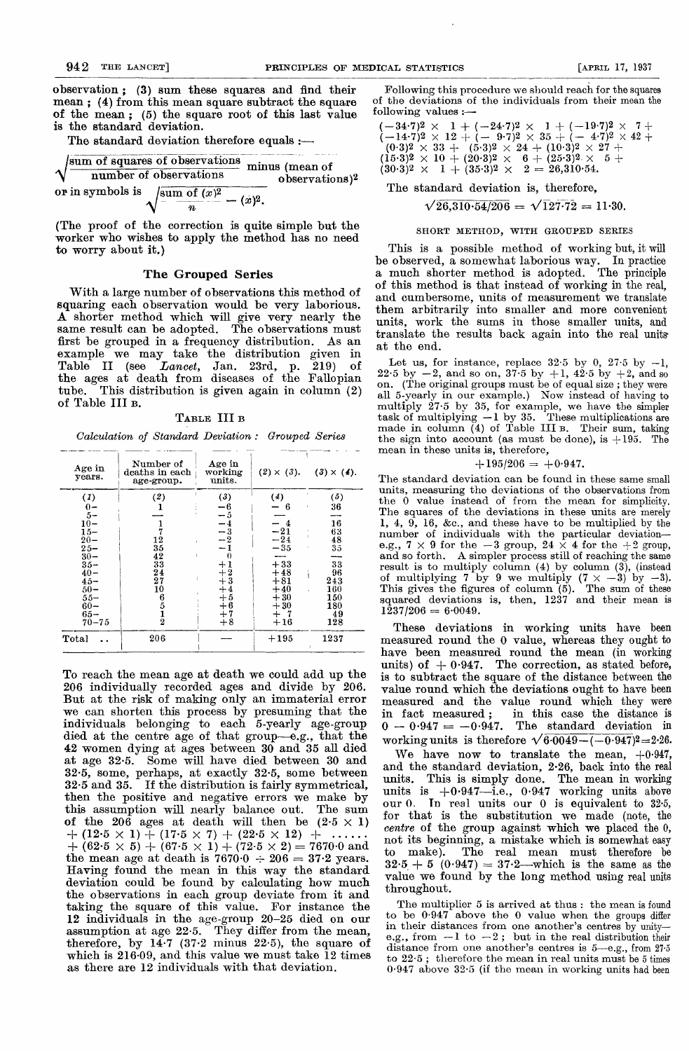observation; (3) sum these squares and find their mean; (4) from this mean square subtract the square of the mean; (5) the square root of this last value is the standard deviation.

The standard deviation therefore equals :—

$$\sqrt{\frac{\text{sum of squares of observations}}{\text{number of observations}} \text{ minus (mean of observations)}^2}$$

or in symbols is $\sqrt{\frac{\text{sum of } (x)^2}{n} - (\bar{x})^2}$.

(The proof of the correction is quite simple but the worker who wishes to apply the method has no need to worry about it.)

## The Grouped Series

With a large number of observations this method of squaring each observation would be very laborious. A shorter method which will give very nearly the same result can be adopted. The observations must first be grouped in a frequency distribution. As an example we may take the distribution given in Table II (see *Lancet*, Jan. 23rd, p. 219) of the ages at death from diseases of the Fallopian tube. This distribution is given again in column (2) of Table III B.

TABLE III B

*Calculation of Standard Deviation : Grouped Series*

| Age in years. | Number of deaths in each age-group. | Age in working units. | (2) × (3). | (3) × (4). |
|---|---|---|---|---|
| (1) | (2) | (3) | (4) | (5) |
| 0– | 1 | −6 | − 6 | 36 |
| 5– | — | −5 | — | — |
| 10– | 1 | −4 | − 4 | 16 |
| 15– | 7 | −3 | −21 | 63 |
| 20– | 12 | −2 | −24 | 48 |
| 25– | 35 | −1 | −35 | 35 |
| 30– | 42 | 0 | — | — |
| 35– | 33 | +1 | +33 | 33 |
| 40– | 24 | +2 | +48 | 96 |
| 45– | 27 | +3 | +81 | 243 |
| 50– | 10 | +4 | +40 | 160 |
| 55– | 6 | +5 | +30 | 150 |
| 60– | 5 | +6 | +30 | 180 |
| 65– | 1 | +7 | + 7 | 49 |
| 70–75 | 2 | +8 | +16 | 128 |
| Total .. | 206 | — | +195 | 1237 |

To reach the mean age at death we could add up the 206 individually recorded ages and divide by 206. But at the risk of making only an immaterial error we can shorten this process by presuming that the individuals belonging to each 5-yearly age-group died at the centre age of that group—e.g., that the 42 women dying at ages between 30 and 35 all died at age 32·5. Some will have died between 30 and 32·5, some, perhaps, at exactly 32·5, some between 32·5 and 35. If the distribution is fairly symmetrical, then the positive and negative errors we make by this assumption will nearly balance out. The sum of the 206 ages at death will then be $(2{\cdot}5 \times 1) + (12{\cdot}5 \times 1) + (17{\cdot}5 \times 7) + (22{\cdot}5 \times 12) + \ldots\ldots + (62{\cdot}5 \times 5) + (67{\cdot}5 \times 1) + (72{\cdot}5 \times 2) = 7670{\cdot}0$ and the mean age at death is $7670{\cdot}0 \div 206 = 37{\cdot}2$ years. Having found the mean in this way the standard deviation could be found by calculating how much the observations in each group deviate from it and taking the square of this value. For instance the 12 individuals in the age-group 20–25 died on our assumption at age 22·5. They differ from the mean, therefore, by 14·7 (37·2 minus 22·5), the square of which is 216·09, and this value we must take 12 times as there are 12 individuals with that deviation.

Following this procedure we should reach for the squares of the deviations of the individuals from their mean the following values :—

$$(-34{\cdot}7)^2 \times 1 + (-24{\cdot}7)^2 \times 1 + (-19{\cdot}7)^2 \times 7 + (-14{\cdot}7)^2 \times 12 + (-9{\cdot}7)^2 \times 35 + (-4{\cdot}7)^2 \times 42 + (0{\cdot}3)^2 \times 33 + (5{\cdot}3)^2 \times 24 + (10{\cdot}3)^2 \times 27 + (15{\cdot}3)^2 \times 10 + (20{\cdot}3)^2 \times 6 + (25{\cdot}3)^2 \times 5 + (30{\cdot}3)^2 \times 1 + (35{\cdot}3)^2 \times 2 = 26{,}310{\cdot}54.$$

The standard deviation is, therefore,

$$\sqrt{26{,}310{\cdot}54/206} = \sqrt{127{\cdot}72} = 11{\cdot}30.$$

### SHORT METHOD, WITH GROUPED SERIES

This is a possible method of working but, it will be observed, a somewhat laborious way. In practice a much shorter method is adopted. The principle of this method is that instead of working in the real, and cumbersome, units of measurement we translate them arbitrarily into smaller and more convenient units, work the sums in those smaller units, and translate the results back again into the real units at the end.

Let us, for instance, replace 32·5 by 0, 27·5 by −1, 22·5 by −2, and so on, 37·5 by +1, 42·5 by +2, and so on. (The original groups must be of equal size; they were all 5-yearly in our example.) Now instead of having to multiply 27·5 by 35, for example, we have the simpler task of multiplying −1 by 35. These multiplications are made in column (4) of Table III B. Their sum, taking the sign into account (as must be done), is +195. The mean in these units is, therefore,

$$+195/206 = +0{\cdot}947.$$

The standard deviation can be found in these same small units, measuring the deviations of the observations from the 0 value instead of from the mean for simplicity. The squares of the deviations in these units are merely 1, 4, 9, 16, &c., and these have to be multiplied by the number of individuals with the particular deviation—e.g., 7 × 9 for the −3 group, 24 × 4 for the +2 group, and so forth. A simpler process still of reaching the same result is to multiply column (4) by column (3), (instead of multiplying 7 by 9 we multiply (7 × −3) by −3). This gives the figures of column (5). The sum of these squared deviations is, then, 1237 and their mean is $1237/206 = 6{\cdot}0049$.

These deviations in working units have been measured round the 0 value, whereas they ought to have been measured round the mean (in working units) of + 0·947. The correction, as stated before, is to subtract the square of the distance between the value round which the deviations ought to have been measured and the value round which they were in fact measured; in this case the distance is $0 - 0{\cdot}947 = -0{\cdot}947$. The standard deviation in working units is therefore $\sqrt{6{\cdot}0049 - (-0{\cdot}947)^2} = 2{\cdot}26$.

We have now to translate the mean, +0·947, and the standard deviation, 2·26, back into the real units. This is simply done. The mean in working units is +0·947—i.e., 0·947 working units above our 0. In real units our 0 is equivalent to 32·5, for that is the substitution we made (note, the *centre* of the group against which we placed the 0, not its beginning, a mistake which is somewhat easy to make). The real mean must therefore be $32{\cdot}5 + 5\ (0{\cdot}947) = 37{\cdot}2$—which is the same as the value we found by the long method using real units throughout.

The multiplier 5 is arrived at thus : the mean is found to be 0·947 above the 0 value when the groups differ in their distances from one another's centres by unity—e.g., from −1 to −2; but in the real distribution their distance from one another's centres is 5—e.g., from 27·5 to 22·5; therefore the mean in real units must be 5 times 0·947 above 32·5 (if the mean in working units had been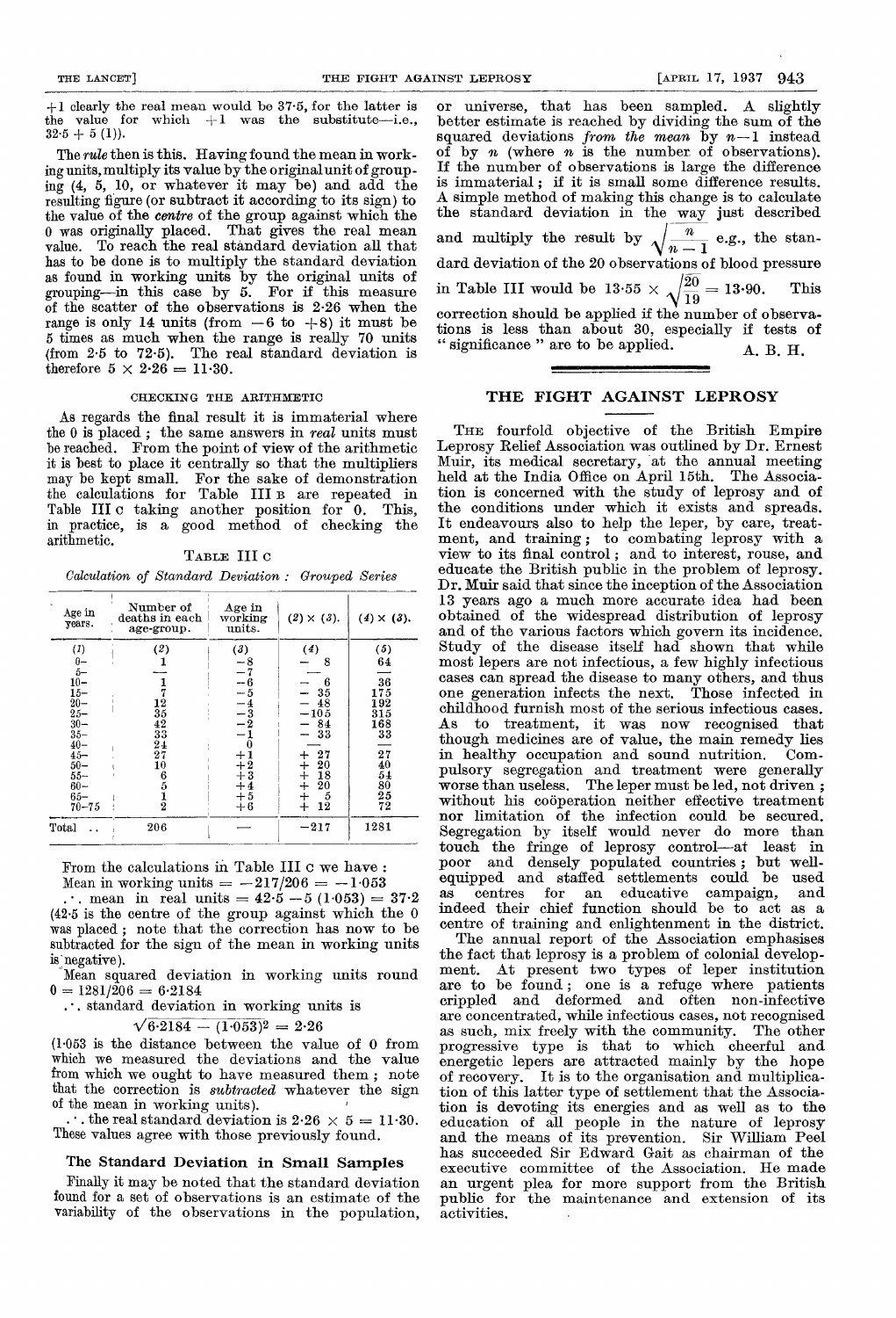+1 clearly the real mean would be 37·5, for the latter is the value for which +1 was the substitute—i.e., $32 \cdot 5 + 5$ (1)).

The *rule* then is this. Having found the mean in working units, multiply its value by the original unit of grouping (4, 5, 10, or whatever it may be) and add the resulting figure (or subtract it according to its sign) to the value of the *centre* of the group against which the 0 was originally placed. That gives the real mean value. To reach the real standard deviation all that has to be done is to multiply the standard deviation as found in working units by the original units of grouping—in this case by 5. For if this measure of the scatter of the observations is 2·26 when the range is only 14 units (from −6 to +8) it must be 5 times as much when the range is really 70 units (from 2·5 to 72·5). The real standard deviation is therefore $5 \times 2 \cdot 26 = 11 \cdot 30$.

### CHECKING THE ARITHMETIC

As regards the final result it is immaterial where the 0 is placed; the same answers in *real* units must be reached. From the point of view of the arithmetic it is best to place it centrally so that the multipliers may be kept small. For the sake of demonstration the calculations for Table III B are repeated in Table III C taking another position for 0. This, in practice, is a good method of checking the arithmetic.

TABLE III C

*Calculation of Standard Deviation : Grouped Series*

| Age in years. | Number of deaths in each age-group. | Age in working units. | (2) × (3). | (4) × (3). |
|---|---|---|---|---|
| (1) | (2) | (3) | (4) | (5) |
| 0– | 1 | −8 | − 8 | 64 |
| 5– | — | −7 | — | — |
| 10– | 1 | −6 | − 6 | 36 |
| 15– | 7 | −5 | − 35 | 175 |
| 20– | 12 | −4 | − 48 | 192 |
| 25– | 35 | −3 | −105 | 315 |
| 30– | 42 | −2 | − 84 | 168 |
| 35– | 33 | −1 | − 33 | 33 |
| 40– | 24 | 0 | — | — |
| 45– | 27 | +1 | + 27 | 27 |
| 50– | 10 | +2 | + 20 | 40 |
| 55– | 6 | +3 | + 18 | 54 |
| 60– | 5 | +4 | + 20 | 80 |
| 65– | 1 | +5 | + 5 | 25 |
| 70–75 | 2 | +6 | + 12 | 72 |
| Total .. | 206 | — | −217 | 1281 |

From the calculations in Table III C we have :

Mean in working units $= -217/206 = -1 \cdot 053$

∴ mean in real units $= 42 \cdot 5 - 5\ (1 \cdot 053) = 37 \cdot 2$

(42·5 is the centre of the group against which the 0 was placed; note that the correction has now to be subtracted for the sign of the mean in working units is negative).

Mean squared deviation in working units round $0 = 1281/206 = 6 \cdot 2184$

∴ standard deviation in working units is

$$\sqrt{6 \cdot 2184 - (1 \cdot 053)^2} = 2 \cdot 26$$

(1·053 is the distance between the value of 0 from which we measured the deviations and the value from which we ought to have measured them; note that the correction is *subtracted* whatever the sign of the mean in working units).

∴ the real standard deviation is $2 \cdot 26 \times 5 = 11 \cdot 30$. These values agree with those previously found.

### The Standard Deviation in Small Samples

Finally it may be noted that the standard deviation found for a set of observations is an estimate of the variability of the observations in the population, or universe, that has been sampled. A slightly better estimate is reached by dividing the sum of the squared deviations *from the mean* by $n-1$ instead of by $n$ (where $n$ is the number of observations). If the number of observations is large the difference is immaterial; if it is small some difference results. A simple method of making this change is to calculate the standard deviation in the way just described and multiply the result by $\sqrt{\dfrac{n}{n-1}}$ e.g., the standard deviation of the 20 observations of blood pressure in Table III would be $13 \cdot 55 \times \sqrt{\dfrac{20}{19}} = 13 \cdot 90$. This correction should be applied if the number of observations is less than about 30, especially if tests of "significance" are to be applied.

A. B. H.

## THE FIGHT AGAINST LEPROSY

THE fourfold objective of the British Empire Leprosy Relief Association was outlined by Dr. Ernest Muir, its medical secretary, at the annual meeting held at the India Office on April 15th. The Association is concerned with the study of leprosy and of the conditions under which it exists and spreads. It endeavours also to help the leper, by care, treatment, and training; to combating leprosy with a view to its final control; and to interest, rouse, and educate the British public in the problem of leprosy. Dr. Muir said that since the inception of the Association 13 years ago a much more accurate idea had been obtained of the widespread distribution of leprosy and of the various factors which govern its incidence. Study of the disease itself had shown that while most lepers are not infectious, a few highly infectious cases can spread the disease to many others, and thus one generation infects the next. Those infected in childhood furnish most of the serious infectious cases. As to treatment, it was now recognised that though medicines are of value, the main remedy lies in healthy occupation and sound nutrition. Compulsory segregation and treatment were generally worse than useless. The leper must be led, not driven; without his coöperation neither effective treatment nor limitation of the infection could be secured. Segregation by itself would never do more than touch the fringe of leprosy control—at least in poor and densely populated countries; but well-equipped and staffed settlements could be used as centres for an educative campaign, and indeed their chief function should be to act as a centre of training and enlightenment in the district.

The annual report of the Association emphasises the fact that leprosy is a problem of colonial development. At present two types of leper institution are to be found; one is a refuge where patients crippled and deformed and often non-infective are concentrated, while infectious cases, not recognised as such, mix freely with the community. The other progressive type is that to which cheerful and energetic lepers are attracted mainly by the hope of recovery. It is to the organisation and multiplication of this latter type of settlement that the Association is devoting its energies and as well as to the education of all people in the nature of leprosy and the means of its prevention. Sir William Peel has succeeded Sir Edward Gait as chairman of the executive committee of the Association. He made an urgent plea for more support from the British public for the maintenance and extension of its activities.